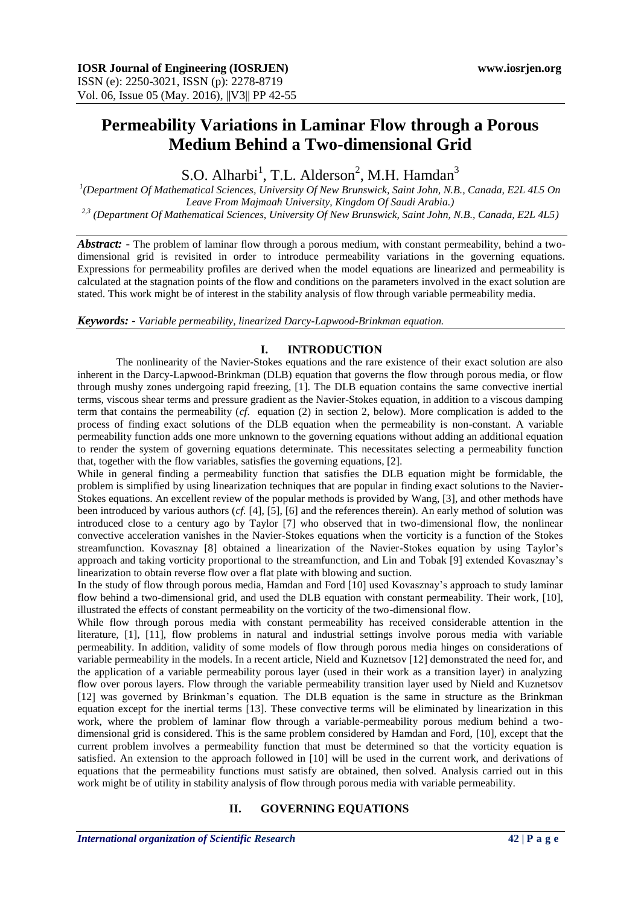# Permeability Variations in Laminar Flow through a Porous Medium Behind a Two-dimensional Grid

S.O. Alharbi[1], T.L. Alderson[2], M.H. Hamdan[3]

[1](Department Of Mathematical Sciences, University Of New Brunswick, Saint John, N.B., Canada, E2L 4L5 On Leave From Majmaah University, Kingdom Of Saudi Arabia.)

[2,3] (Department Of Mathematical Sciences, University Of New Brunswick, Saint John, N.B., Canada, E2L 4L5)

***Abstract: -*** The problem of laminar flow through a porous medium, with constant permeability, behind a two-dimensional grid is revisited in order to introduce permeability variations in the governing equations. Expressions for permeability profiles are derived when the model equations are linearized and permeability is calculated at the stagnation points of the flow and conditions on the parameters involved in the exact solution are stated. This work might be of interest in the stability analysis of flow through variable permeability media.

***Keywords: -*** *Variable permeability, linearized Darcy-Lapwood-Brinkman equation.*

## I. INTRODUCTION

The nonlinearity of the Navier-Stokes equations and the rare existence of their exact solution are also inherent in the Darcy-Lapwood-Brinkman (DLB) equation that governs the flow through porous media, or flow through mushy zones undergoing rapid freezing, [1]. The DLB equation contains the same convective inertial terms, viscous shear terms and pressure gradient as the Navier-Stokes equation, in addition to a viscous damping term that contains the permeability (*cf.* equation (2) in section 2, below). More complication is added to the process of finding exact solutions of the DLB equation when the permeability is non-constant. A variable permeability function adds one more unknown to the governing equations without adding an additional equation to render the system of governing equations determinate. This necessitates selecting a permeability function that, together with the flow variables, satisfies the governing equations, [2].

While in general finding a permeability function that satisfies the DLB equation might be formidable, the problem is simplified by using linearization techniques that are popular in finding exact solutions to the Navier-Stokes equations. An excellent review of the popular methods is provided by Wang, [3], and other methods have been introduced by various authors (*cf.* [4], [5], [6] and the references therein). An early method of solution was introduced close to a century ago by Taylor [7] who observed that in two-dimensional flow, the nonlinear convective acceleration vanishes in the Navier-Stokes equations when the vorticity is a function of the Stokes streamfunction. Kovasznay [8] obtained a linearization of the Navier-Stokes equation by using Taylor's approach and taking vorticity proportional to the streamfunction, and Lin and Tobak [9] extended Kovasznay's linearization to obtain reverse flow over a flat plate with blowing and suction.

In the study of flow through porous media, Hamdan and Ford [10] used Kovasznay's approach to study laminar flow behind a two-dimensional grid, and used the DLB equation with constant permeability. Their work, [10], illustrated the effects of constant permeability on the vorticity of the two-dimensional flow.

While flow through porous media with constant permeability has received considerable attention in the literature, [1], [11], flow problems in natural and industrial settings involve porous media with variable permeability. In addition, validity of some models of flow through porous media hinges on considerations of variable permeability in the models. In a recent article, Nield and Kuznetsov [12] demonstrated the need for, and the application of a variable permeability porous layer (used in their work as a transition layer) in analyzing flow over porous layers. Flow through the variable permeability transition layer used by Nield and Kuznetsov [12] was governed by Brinkman's equation. The DLB equation is the same in structure as the Brinkman equation except for the inertial terms [13]. These convective terms will be eliminated by linearization in this work, where the problem of laminar flow through a variable-permeability porous medium behind a two-dimensional grid is considered. This is the same problem considered by Hamdan and Ford, [10], except that the current problem involves a permeability function that must be determined so that the vorticity equation is satisfied. An extension to the approach followed in [10] will be used in the current work, and derivations of equations that the permeability functions must satisfy are obtained, then solved. Analysis carried out in this work might be of utility in stability analysis of flow through porous media with variable permeability.

## II. GOVERNING EQUATIONS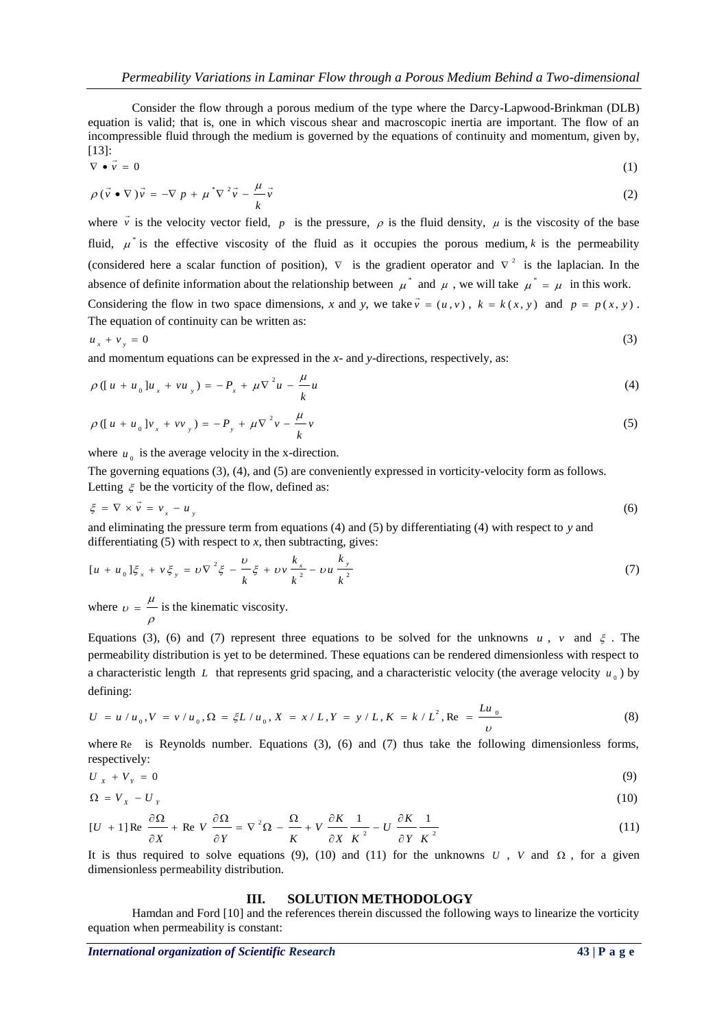Consider the flow through a porous medium of the type where the Darcy-Lapwood-Brinkman (DLB) equation is valid; that is, one in which viscous shear and macroscopic inertia are important. The flow of an incompressible fluid through the medium is governed by the equations of continuity and momentum, given by, [13]:

$$\nabla \bullet \vec{v} = 0 \tag{1}$$

$$\rho(\vec{v} \bullet \nabla)\vec{v} = -\nabla p + \mu^{*}\nabla^{2}\vec{v} - \frac{\mu}{k}\vec{v} \tag{2}$$

where $\vec{v}$ is the velocity vector field, $p$ is the pressure, $\rho$ is the fluid density, $\mu$ is the viscosity of the base fluid, $\mu^{*}$ is the effective viscosity of the fluid as it occupies the porous medium, $k$ is the permeability (considered here a scalar function of position), $\nabla$ is the gradient operator and $\nabla^{2}$ is the laplacian. In the absence of definite information about the relationship between $\mu^{*}$ and $\mu$, we will take $\mu^{*} = \mu$ in this work.

Considering the flow in two space dimensions, *x* and *y*, we take $\vec{v} = (u, v)$, $k = k(x, y)$ and $p = p(x, y)$. The equation of continuity can be written as:

$$u_{x} + v_{y} = 0 \tag{3}$$

and momentum equations can be expressed in the *x*- and *y*-directions, respectively, as:

$$\rho([u + u_{0}]u_{x} + vu_{y}) = -P_{x} + \mu\nabla^{2}u - \frac{\mu}{k}u \tag{4}$$

$$\rho([u + u_{0}]v_{x} + vv_{y}) = -P_{y} + \mu\nabla^{2}v - \frac{\mu}{k}v \tag{5}$$

where $u_{0}$ is the average velocity in the x-direction.

The governing equations (3), (4), and (5) are conveniently expressed in vorticity-velocity form as follows. Letting $\xi$ be the vorticity of the flow, defined as:

$$\xi = \nabla \times \vec{v} = v_{x} - u_{y} \tag{6}$$

and eliminating the pressure term from equations (4) and (5) by differentiating (4) with respect to *y* and differentiating (5) with respect to *x*, then subtracting, gives:

$$[u + u_{0}]\xi_{x} + v\xi_{y} = \upsilon\nabla^{2}\xi - \frac{\upsilon}{k}\xi + \upsilon v\frac{k_{x}}{k^{2}} - \upsilon u\frac{k_{y}}{k^{2}} \tag{7}$$

where $\upsilon = \dfrac{\mu}{\rho}$ is the kinematic viscosity.

Equations (3), (6) and (7) represent three equations to be solved for the unknowns $u$, $v$ and $\xi$. The permeability distribution is yet to be determined. These equations can be rendered dimensionless with respect to a characteristic length $L$ that represents grid spacing, and a characteristic velocity (the average velocity $u_{0}$) by defining:

$$U = u/u_{0}, V = v/u_{0}, \Omega = \xi L/u_{0}, X = x/L, Y = y/L, K = k/L^{2}, \mathrm{Re} = \frac{Lu_{0}}{\upsilon} \tag{8}$$

where $\mathrm{Re}$ is Reynolds number. Equations (3), (6) and (7) thus take the following dimensionless forms, respectively:

$$U_{X} + V_{Y} = 0 \tag{9}$$

$$\Omega = V_{X} - U_{Y} \tag{10}$$

$$[U + 1]\,\mathrm{Re}\,\frac{\partial\Omega}{\partial X} + \mathrm{Re}\,V\frac{\partial\Omega}{\partial Y} = \nabla^{2}\Omega - \frac{\Omega}{K} + V\frac{\partial K}{\partial X}\frac{1}{K^{2}} - U\frac{\partial K}{\partial Y}\frac{1}{K^{2}} \tag{11}$$

It is thus required to solve equations (9), (10) and (11) for the unknowns $U$, $V$ and $\Omega$, for a given dimensionless permeability distribution.

## III. SOLUTION METHODOLOGY

Hamdan and Ford [10] and the references therein discussed the following ways to linearize the vorticity equation when permeability is constant: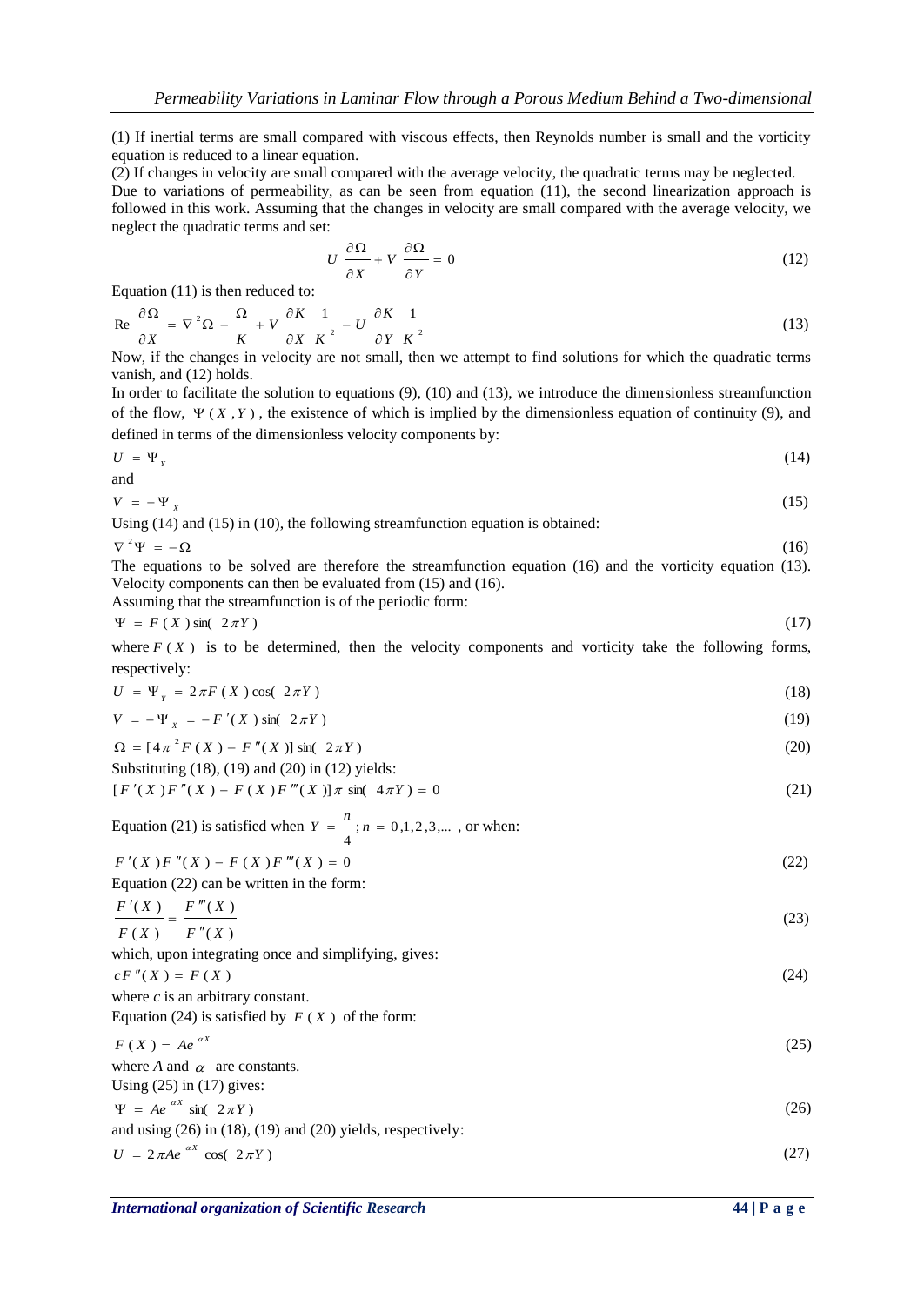(1) If inertial terms are small compared with viscous effects, then Reynolds number is small and the vorticity equation is reduced to a linear equation.

(2) If changes in velocity are small compared with the average velocity, the quadratic terms may be neglected.

Due to variations of permeability, as can be seen from equation (11), the second linearization approach is followed in this work. Assuming that the changes in velocity are small compared with the average velocity, we neglect the quadratic terms and set:

$$U \frac{\partial \Omega}{\partial X} + V \frac{\partial \Omega}{\partial Y} = 0 \tag{12}$$

Equation (11) is then reduced to:

$$\mathrm{Re} \frac{\partial \Omega}{\partial X} = \nabla^2 \Omega - \frac{\Omega}{K} + V \frac{\partial K}{\partial X} \frac{1}{K^2} - U \frac{\partial K}{\partial Y} \frac{1}{K^2} \tag{13}$$

Now, if the changes in velocity are not small, then we attempt to find solutions for which the quadratic terms vanish, and (12) holds.

In order to facilitate the solution to equations (9), (10) and (13), we introduce the dimensionless streamfunction of the flow, $\Psi(X,Y)$, the existence of which is implied by the dimensionless equation of continuity (9), and defined in terms of the dimensionless velocity components by:

$$U = \Psi_Y \tag{14}$$

and

$$V = -\Psi_X \tag{15}$$

Using (14) and (15) in (10), the following streamfunction equation is obtained:

$$\nabla^2 \Psi = -\Omega \tag{16}$$

The equations to be solved are therefore the streamfunction equation (16) and the vorticity equation (13). Velocity components can then be evaluated from (15) and (16).

Assuming that the streamfunction is of the periodic form:

$$\Psi = F(X) \sin(2\pi Y) \tag{17}$$

where $F(X)$ is to be determined, then the velocity components and vorticity take the following forms, respectively:

$$U = \Psi_Y = 2\pi F(X) \cos(2\pi Y) \tag{18}$$

$$V = -\Psi_X = -F'(X) \sin(2\pi Y) \tag{19}$$

$$\Omega = [4\pi^2 F(X) - F''(X)] \sin(2\pi Y) \tag{20}$$

Substituting (18), (19) and (20) in (12) yields:

$$[F'(X)F''(X) - F(X)F'''(X)]\pi \sin(4\pi Y) = 0 \tag{21}$$

Equation (21) is satisfied when $Y = \frac{n}{4}; n = 0,1,2,3,...$ , or when:

$$F'(X)F''(X) - F(X)F'''(X) = 0 \tag{22}$$

Equation (22) can be written in the form:

$$\frac{F'(X)}{F(X)} = \frac{F'''(X)}{F''(X)} \tag{23}$$

which, upon integrating once and simplifying, gives:

$$cF''(X) = F(X) \tag{24}$$

where $c$ is an arbitrary constant.

Equation (24) is satisfied by $F(X)$ of the form:

$$F(X) = Ae^{\alpha X} \tag{25}$$

where $A$ and $\alpha$ are constants.

Using (25) in (17) gives:

$$\Psi = Ae^{\alpha X} \sin(2\pi Y) \tag{26}$$

and using (26) in (18), (19) and (20) yields, respectively:

$$U = 2\pi Ae^{\alpha X} \cos(2\pi Y) \tag{27}$$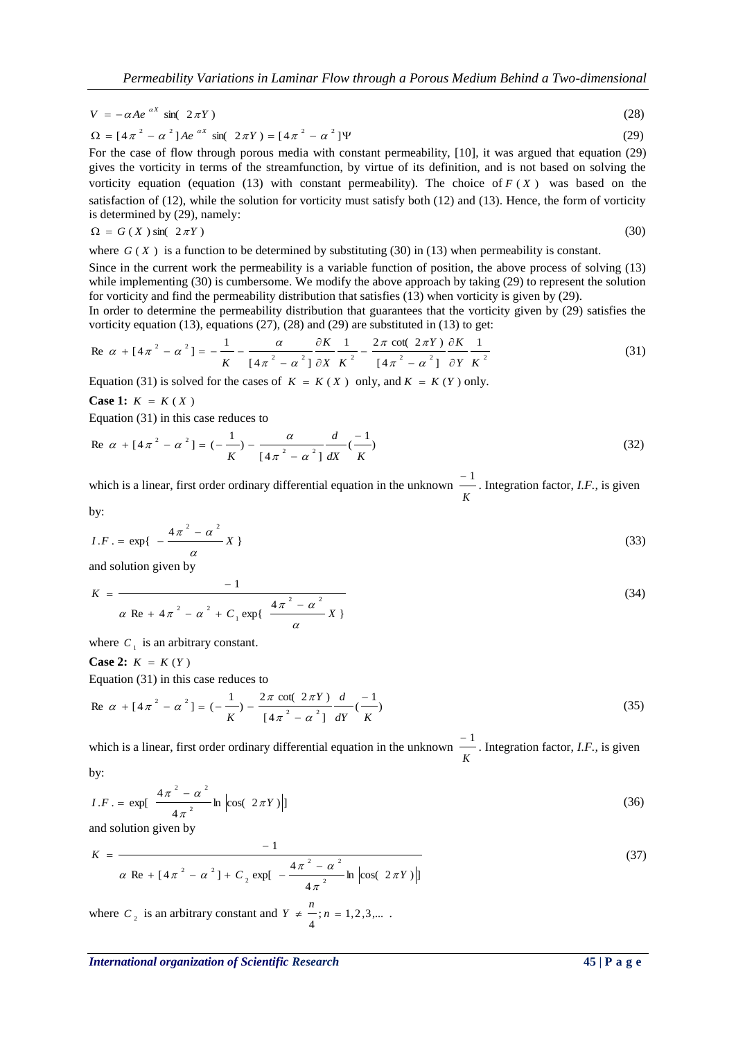$$V = -\alpha A e^{\alpha X} \sin(2\pi Y) \tag{28}$$

$$\Omega = [4\pi^2 - \alpha^2] A e^{\alpha X} \sin(2\pi Y) = [4\pi^2 - \alpha^2]\Psi \tag{29}$$

For the case of flow through porous media with constant permeability, [10], it was argued that equation (29) gives the vorticity in terms of the streamfunction, by virtue of its definition, and is not based on solving the vorticity equation (equation (13) with constant permeability). The choice of $F(X)$ was based on the satisfaction of (12), while the solution for vorticity must satisfy both (12) and (13). Hence, the form of vorticity is determined by (29), namely:

$$\Omega = G(X) \sin(2\pi Y) \tag{30}$$

where $G(X)$ is a function to be determined by substituting (30) in (13) when permeability is constant.

Since in the current work the permeability is a variable function of position, the above process of solving (13) while implementing (30) is cumbersome. We modify the above approach by taking (29) to represent the solution for vorticity and find the permeability distribution that satisfies (13) when vorticity is given by (29).

In order to determine the permeability distribution that guarantees that the vorticity given by (29) satisfies the vorticity equation (13), equations (27), (28) and (29) are substituted in (13) to get:

$$\text{Re}\ \alpha + [4\pi^2 - \alpha^2] = -\frac{1}{K} - \frac{\alpha}{[4\pi^2 - \alpha^2]} \frac{\partial K}{\partial X} \frac{1}{K^2} - \frac{2\pi \cot(2\pi Y)}{[4\pi^2 - \alpha^2]} \frac{\partial K}{\partial Y} \frac{1}{K^2} \tag{31}$$

Equation (31) is solved for the cases of $K = K(X)$ only, and $K = K(Y)$ only.

**Case 1:** $K = K(X)$

Equation (31) in this case reduces to

$$\text{Re}\ \alpha + [4\pi^2 - \alpha^2] = (-\frac{1}{K}) - \frac{\alpha}{[4\pi^2 - \alpha^2]} \frac{d}{dX}(\frac{-1}{K}) \tag{32}$$

which is a linear, first order ordinary differential equation in the unknown $\frac{-1}{K}$. Integration factor, *I.F.*, is given by:

$$I.F. = \exp\{-\frac{4\pi^2 - \alpha^2}{\alpha} X\} \tag{33}$$

and solution given by

$$K = \frac{-1}{\alpha\ \text{Re} + 4\pi^2 - \alpha^2 + C_1 \exp\{\frac{4\pi^2 - \alpha^2}{\alpha} X\}} \tag{34}$$

where $C_1$ is an arbitrary constant.

**Case 2:** $K = K(Y)$

Equation (31) in this case reduces to

$$\text{Re}\ \alpha + [4\pi^2 - \alpha^2] = (-\frac{1}{K}) - \frac{2\pi \cot(2\pi Y)}{[4\pi^2 - \alpha^2]} \frac{d}{dY}(\frac{-1}{K}) \tag{35}$$

which is a linear, first order ordinary differential equation in the unknown $\frac{-1}{K}$. Integration factor, *I.F.*, is given by:

$$I.F. = \exp[\frac{4\pi^2 - \alpha^2}{4\pi^2} \ln|\cos(2\pi Y)|] \tag{36}$$

and solution given by

$$K = \frac{-1}{\alpha\ \text{Re} + [4\pi^2 - \alpha^2] + C_2 \exp[-\frac{4\pi^2 - \alpha^2}{4\pi^2} \ln|\cos(2\pi Y)|]} \tag{37}$$

where $C_2$ is an arbitrary constant and $Y \neq \frac{n}{4}; n = 1, 2, 3, \ldots$ .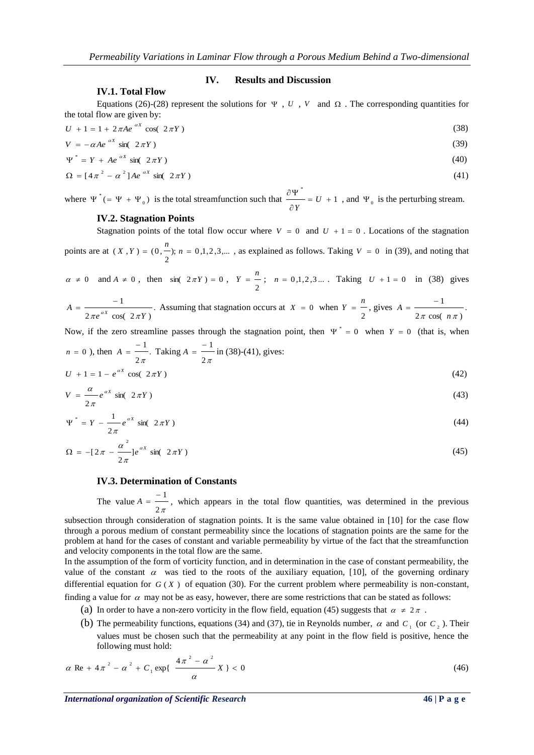## IV. Results and Discussion

### IV.1. Total Flow

Equations (26)-(28) represent the solutions for $\Psi$ , $U$ , $V$ and $\Omega$ . The corresponding quantities for the total flow are given by:

$$U + 1 = 1 + 2\pi A e^{\alpha X} \cos(2\pi Y) \tag{38}$$

$$V = -\alpha A e^{\alpha X} \sin(2\pi Y) \tag{39}$$

$$\Psi^* = Y + A e^{\alpha X} \sin(2\pi Y) \tag{40}$$

$$\Omega = [4\pi^2 - \alpha^2] A e^{\alpha X} \sin(2\pi Y) \tag{41}$$

where $\Psi^* (= \Psi + \Psi_0)$ is the total streamfunction such that $\dfrac{\partial \Psi^*}{\partial Y} = U + 1$ , and $\Psi_0$ is the perturbing stream.

### IV.2. Stagnation Points

Stagnation points of the total flow occur where $V = 0$ and $U + 1 = 0$ . Locations of the stagnation points are at $(X, Y) = (0, \frac{n}{2})$; $n = 0,1,2,3,...$ , as explained as follows. Taking $V = 0$ in (39), and noting that $\alpha \neq 0$ and $A \neq 0$ , then $\sin(2\pi Y) = 0$ , $Y = \dfrac{n}{2}$ ; $n = 0,1,2,3...$ . Taking $U + 1 = 0$ in (38) gives $A = \dfrac{-1}{2\pi e^{\alpha X} \cos(2\pi Y)}$. Assuming that stagnation occurs at $X = 0$ when $Y = \dfrac{n}{2}$, gives $A = \dfrac{-1}{2\pi \cos(n\pi)}$.

Now, if the zero streamline passes through the stagnation point, then $\Psi^* = 0$ when $Y = 0$ (that is, when $n = 0$ ), then $A = \dfrac{-1}{2\pi}$. Taking $A = \dfrac{-1}{2\pi}$ in (38)-(41), gives:

$$U + 1 = 1 - e^{\alpha X} \cos(2\pi Y) \tag{42}$$

$$V = \frac{\alpha}{2\pi} e^{\alpha X} \sin(2\pi Y) \tag{43}$$

$$\Psi^* = Y - \frac{1}{2\pi} e^{\alpha X} \sin(2\pi Y) \tag{44}$$

$$\Omega = -[2\pi - \frac{\alpha^2}{2\pi}] e^{\alpha X} \sin(2\pi Y) \tag{45}$$

### IV.3. Determination of Constants

The value $A = \dfrac{-1}{2\pi}$, which appears in the total flow quantities, was determined in the previous subsection through consideration of stagnation points. It is the same value obtained in [10] for the case flow through a porous medium of constant permeability since the locations of stagnation points are the same for the problem at hand for the cases of constant and variable permeability by virtue of the fact that the streamfunction and velocity components in the total flow are the same.

In the assumption of the form of vorticity function, and in determination in the case of constant permeability, the value of the constant $\alpha$ was tied to the roots of the auxiliary equation, [10], of the governing ordinary differential equation for $G(X)$ of equation (30). For the current problem where permeability is non-constant, finding a value for $\alpha$ may not be as easy, however, there are some restrictions that can be stated as follows:

(a) In order to have a non-zero vorticity in the flow field, equation (45) suggests that $\alpha \neq 2\pi$ .

(b) The permeability functions, equations (34) and (37), tie in Reynolds number, $\alpha$ and $C_1$ (or $C_2$ ). Their values must be chosen such that the permeability at any point in the flow field is positive, hence the following must hold:

$$\alpha \text{ Re} + 4\pi^2 - \alpha^2 + C_1 \exp\{ \frac{4\pi^2 - \alpha^2}{\alpha} X \} < 0 \tag{46}$$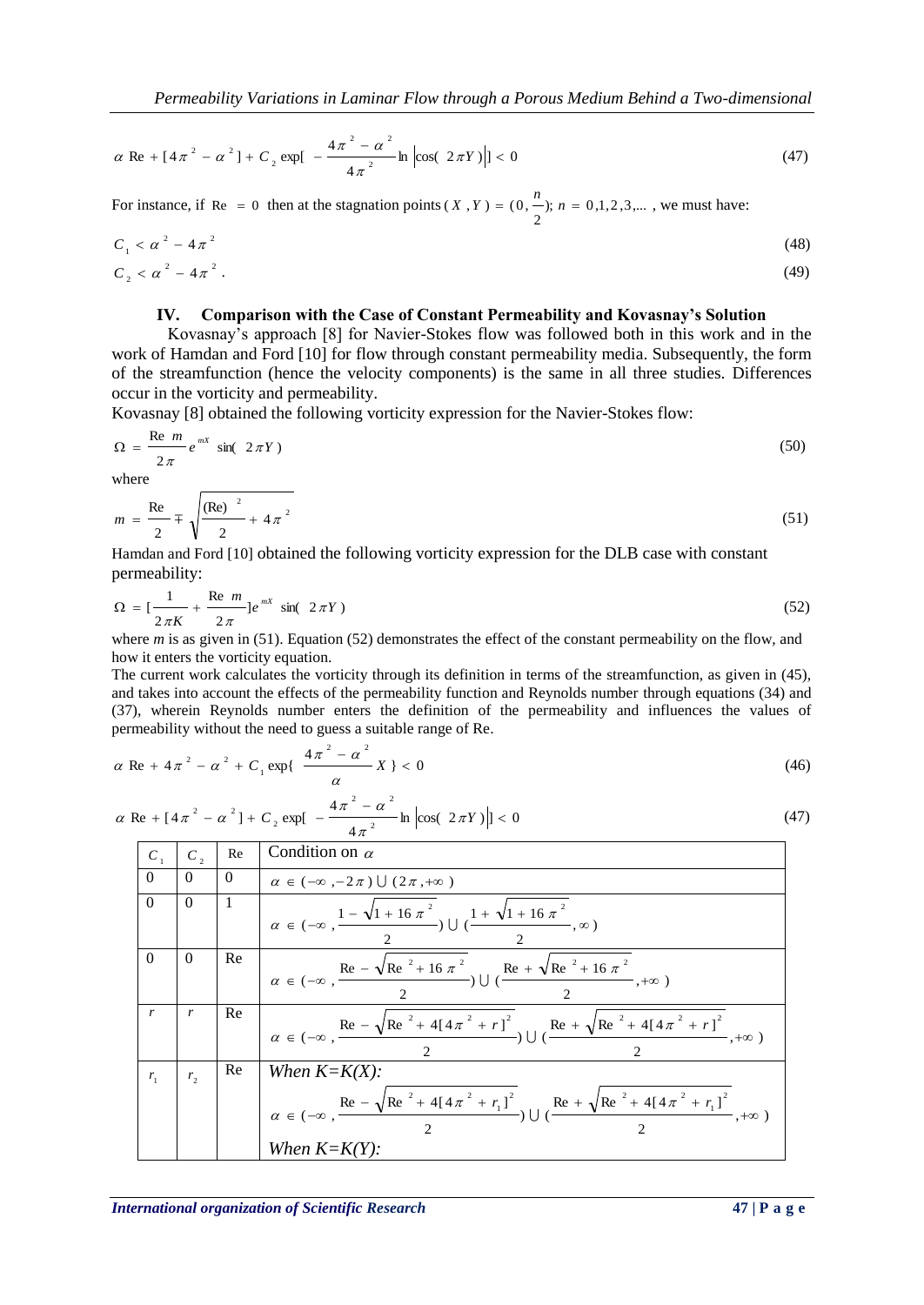$$\alpha \text{ Re} + [4\pi^2 - \alpha^2] + C_2 \exp[-\frac{4\pi^2 - \alpha^2}{4\pi^2} \ln |\cos(2\pi Y)|] < 0 \tag{47}$$

For instance, if $\text{Re} = 0$ then at the stagnation points $(X, Y) = (0, \frac{n}{2})$; $n = 0,1,2,3,...$ , we must have:

$$C_1 < \alpha^2 - 4\pi^2 \tag{48}$$

$$C_2 < \alpha^2 - 4\pi^2 . \tag{49}$$

## IV. Comparison with the Case of Constant Permeability and Kovasnay's Solution

Kovasnay's approach [8] for Navier-Stokes flow was followed both in this work and in the work of Hamdan and Ford [10] for flow through constant permeability media. Subsequently, the form of the streamfunction (hence the velocity components) is the same in all three studies. Differences occur in the vorticity and permeability.

Kovasnay [8] obtained the following vorticity expression for the Navier-Stokes flow:

$$\Omega = \frac{\text{Re } m}{2\pi} e^{mX} \sin(2\pi Y) \tag{50}$$

where

$$m = \frac{\text{Re}}{2} \mp \sqrt{\frac{(\text{Re})^2}{2} + 4\pi^2} \tag{51}$$

Hamdan and Ford [10] obtained the following vorticity expression for the DLB case with constant permeability:

$$\Omega = [\frac{1}{2\pi K} + \frac{\text{Re } m}{2\pi}] e^{mX} \sin(2\pi Y) \tag{52}$$

where $m$ is as given in (51). Equation (52) demonstrates the effect of the constant permeability on the flow, and how it enters the vorticity equation.

The current work calculates the vorticity through its definition in terms of the streamfunction, as given in (45), and takes into account the effects of the permeability function and Reynolds number through equations (34) and (37), wherein Reynolds number enters the definition of the permeability and influences the values of permeability without the need to guess a suitable range of Re.

$$\alpha \text{ Re} + 4\pi^2 - \alpha^2 + C_1 \exp\{\frac{4\pi^2 - \alpha^2}{\alpha} X\} < 0 \tag{46}$$

$$\alpha \text{ Re} + [4\pi^2 - \alpha^2] + C_2 \exp[-\frac{4\pi^2 - \alpha^2}{4\pi^2} \ln |\cos(2\pi Y)|] < 0 \tag{47}$$

| $C_1$ | $C_2$ | Re | Condition on $\alpha$ |
|---|---|---|---|
| 0 | 0 | 0 | $\alpha \in (-\infty, -2\pi) \cup (2\pi, +\infty)$ |
| 0 | 0 | 1 | $\alpha \in (-\infty, \frac{1-\sqrt{1+16\pi^2}}{2}) \cup (\frac{1+\sqrt{1+16\pi^2}}{2}, \infty)$ |
| 0 | 0 | Re | $\alpha \in (-\infty, \frac{\text{Re}-\sqrt{\text{Re}^2+16\pi^2}}{2}) \cup (\frac{\text{Re}+\sqrt{\text{Re}^2+16\pi^2}}{2}, +\infty)$ |
| $r$ | $r$ | Re | $\alpha \in (-\infty, \frac{\text{Re}-\sqrt{\text{Re}^2+4[4\pi^2+r]^2}}{2}) \cup (\frac{\text{Re}+\sqrt{\text{Re}^2+4[4\pi^2+r]^2}}{2}, +\infty)$ |
| $r_1$ | $r_2$ | Re | *When K=K(X):* $\alpha \in (-\infty, \frac{\text{Re}-\sqrt{\text{Re}^2+4[4\pi^2+r_1]^2}}{2}) \cup (\frac{\text{Re}+\sqrt{\text{Re}^2+4[4\pi^2+r_1]^2}}{2}, +\infty)$ *When K=K(Y):* |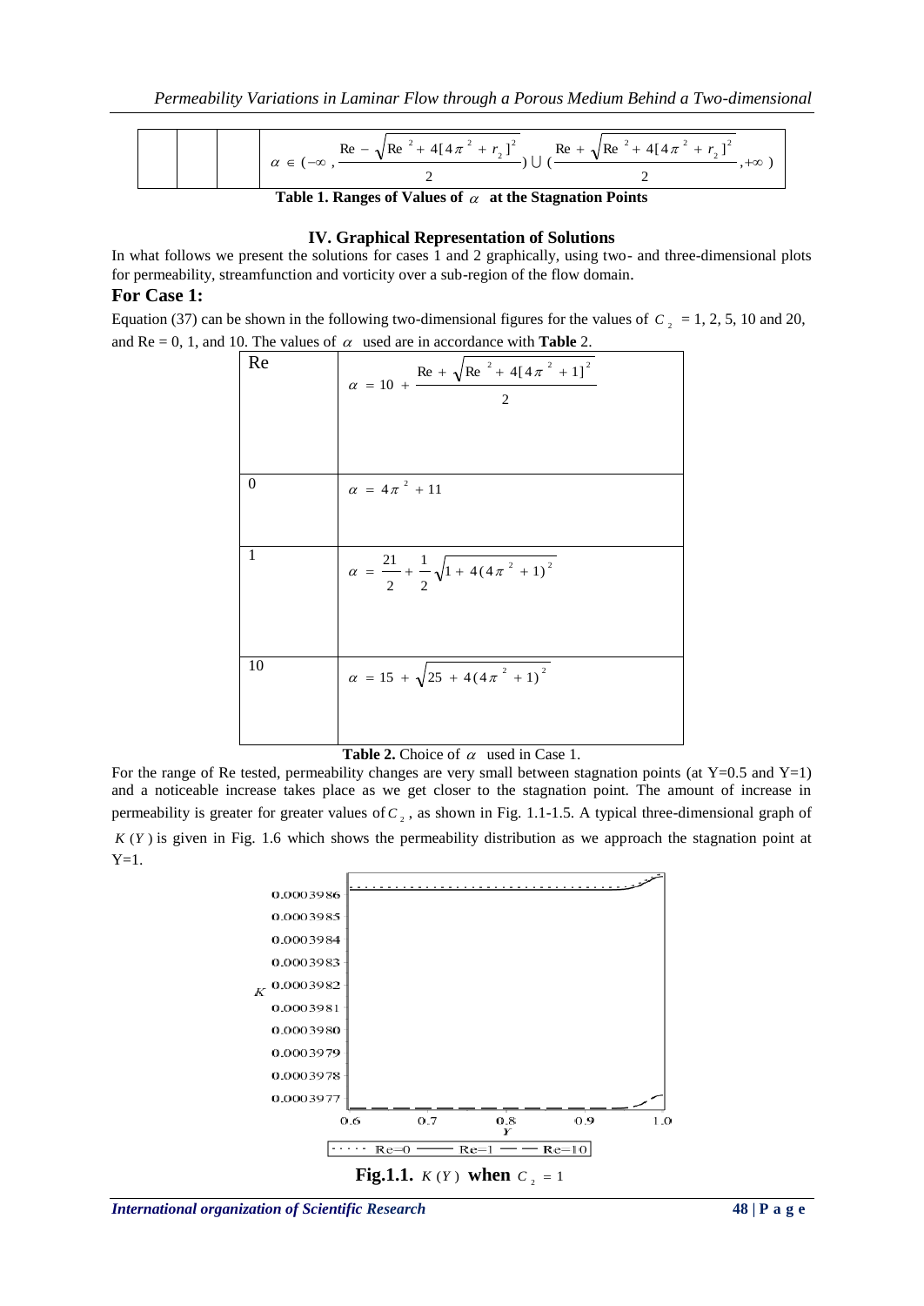| | | | $\alpha \in (-\infty, \frac{\text{Re} - \sqrt{\text{Re}^2 + 4[4\pi^2 + r_2]^2}}{2}) \cup (\frac{\text{Re} + \sqrt{\text{Re}^2 + 4[4\pi^2 + r_2]^2}}{2}, +\infty)$ |
|---|---|---|---|

**Table 1. Ranges of Values of $\alpha$ at the Stagnation Points**

## IV. Graphical Representation of Solutions

In what follows we present the solutions for cases 1 and 2 graphically, using two- and three-dimensional plots for permeability, streamfunction and vorticity over a sub-region of the flow domain.

### For Case 1:

Equation (37) can be shown in the following two-dimensional figures for the values of $C_2$ = 1, 2, 5, 10 and 20, and Re = 0, 1, and 10. The values of $\alpha$ used are in accordance with **Table** 2.

| Re | $\alpha = 10 + \frac{\text{Re} + \sqrt{\text{Re}^2 + 4[4\pi^2 + 1]^2}}{2}$ |
|---|---|
| 0 | $\alpha = 4\pi^2 + 11$ |
| 1 | $\alpha = \frac{21}{2} + \frac{1}{2}\sqrt{1 + 4(4\pi^2 + 1)^2}$ |
| 10 | $\alpha = 15 + \sqrt{25 + 4(4\pi^2 + 1)^2}$ |

**Table 2.** Choice of $\alpha$ used in Case 1.

For the range of Re tested, permeability changes are very small between stagnation points (at Y=0.5 and Y=1) and a noticeable increase takes place as we get closer to the stagnation point. The amount of increase in permeability is greater for greater values of $C_2$, as shown in Fig. 1.1-1.5. A typical three-dimensional graph of $K(Y)$ is given in Fig. 1.6 which shows the permeability distribution as we approach the stagnation point at Y=1.

**Fig.1.1.** $K(Y)$ **when** $C_2 = 1$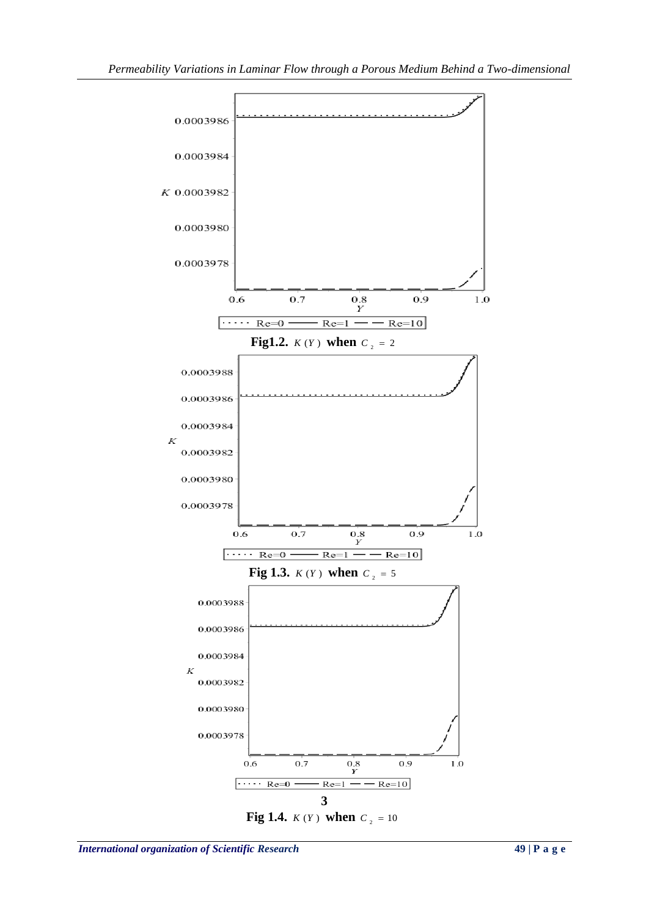**Fig1.2.** $K(Y)$ **when** $C_2 = 2$

**Fig 1.3.** $K(Y)$ **when** $C_2 = 5$

3

**Fig 1.4.** $K(Y)$ **when** $C_2 = 10$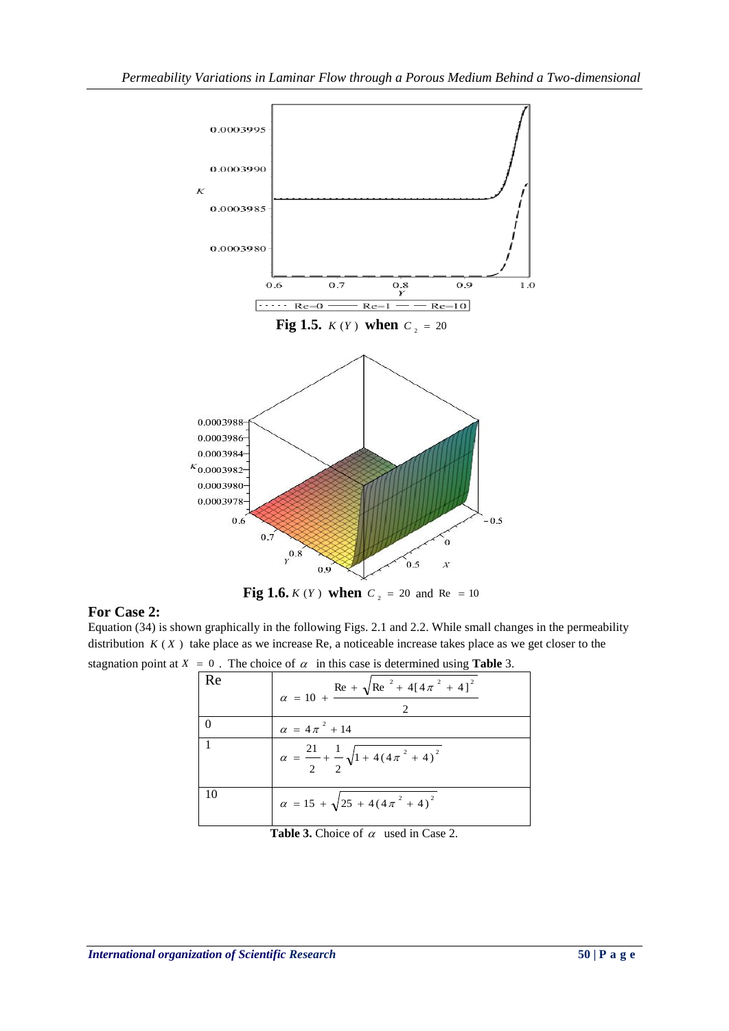**Fig 1.5.** $K(Y)$ **when** $C_2 = 20$

**Fig 1.6.** $K(Y)$ **when** $C_2 = 20$ and $\text{Re} = 10$

### For Case 2:

Equation (34) is shown graphically in the following Figs. 2.1 and 2.2. While small changes in the permeability distribution $K(X)$ take place as we increase Re, a noticeable increase takes place as we get closer to the stagnation point at $X = 0$. The choice of $\alpha$ in this case is determined using **Table** 3.

| Re | $\alpha = 10 + \dfrac{\text{Re} + \sqrt{\text{Re}^2 + 4[4\pi^2 + 4]^2}}{2}$ |
|---|---|
| 0 | $\alpha = 4\pi^2 + 14$ |
| 1 | $\alpha = \dfrac{21}{2} + \dfrac{1}{2}\sqrt{1 + 4(4\pi^2 + 4)^2}$ |
| 10 | $\alpha = 15 + \sqrt{25 + 4(4\pi^2 + 4)^2}$ |

**Table 3.** Choice of $\alpha$ used in Case 2.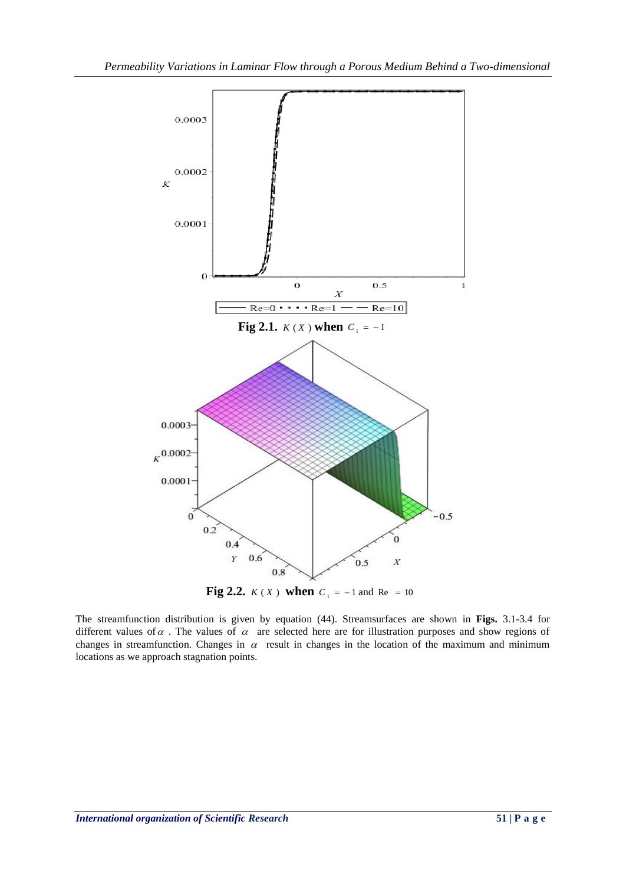**Fig 2.1.** $K(X)$ **when** $C_1 = -1$

**Fig 2.2.** $K(X)$ **when** $C_1 = -1$ and $\text{Re} = 10$

The streamfunction distribution is given by equation (44). Streamsurfaces are shown in **Figs.** 3.1-3.4 for different values of $\alpha$. The values of $\alpha$ are selected here are for illustration purposes and show regions of changes in streamfunction. Changes in $\alpha$ result in changes in the location of the maximum and minimum locations as we approach stagnation points.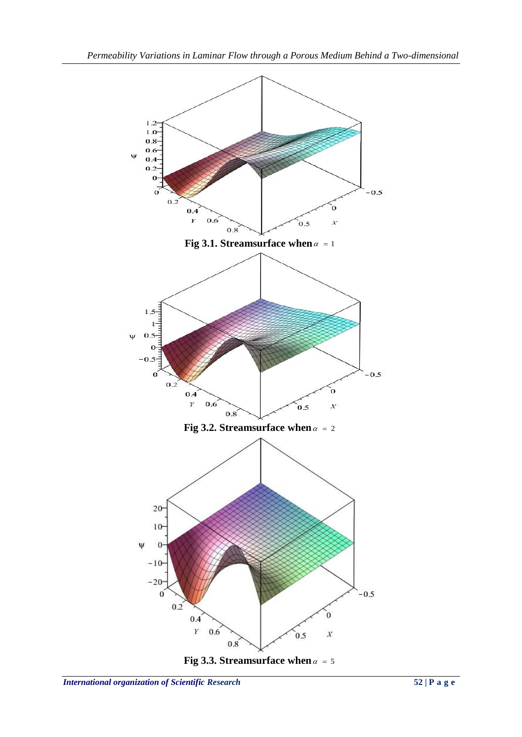**Fig 3.1. Streamsurface when** $\alpha = 1$

**Fig 3.2. Streamsurface when** $\alpha = 2$

**Fig 3.3. Streamsurface when** $\alpha = 5$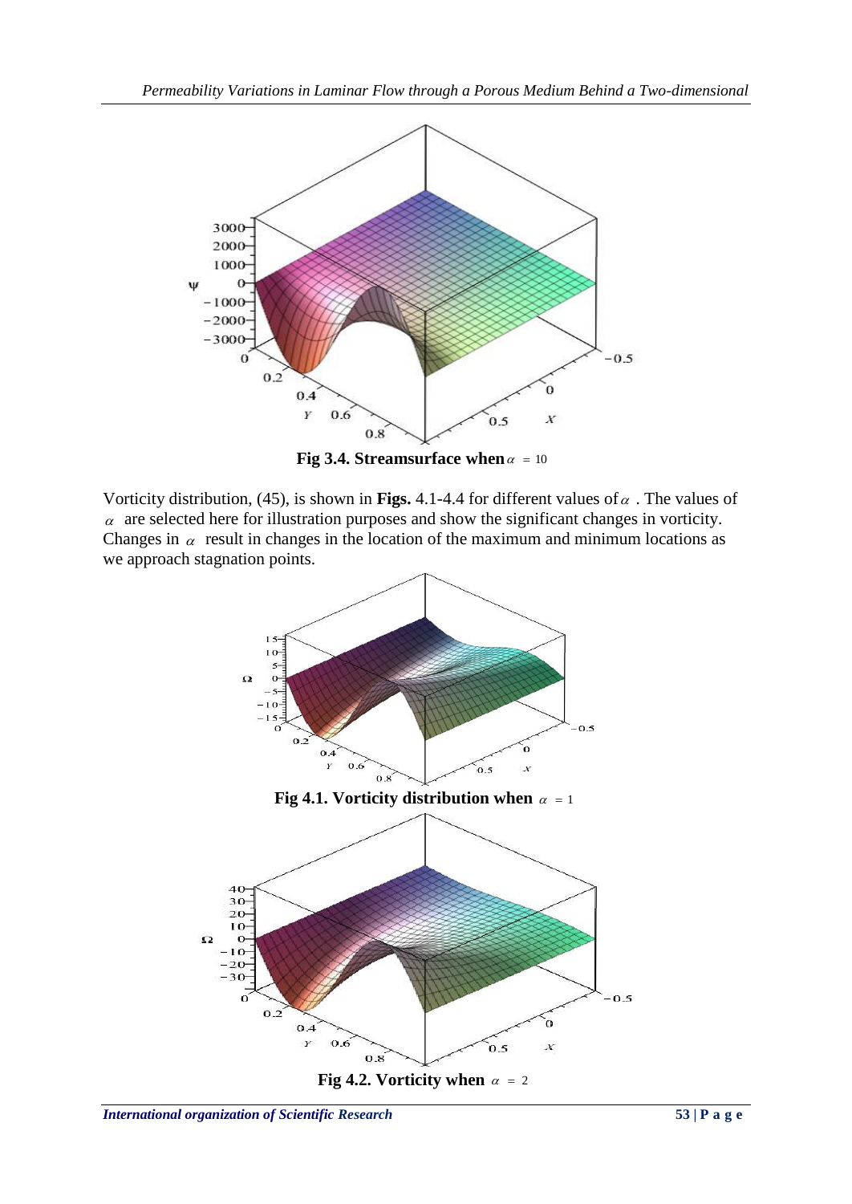**Fig 3.4. Streamsurface when** $\alpha = 10$

Vorticity distribution, (45), is shown in **Figs.** 4.1-4.4 for different values of $\alpha$. The values of $\alpha$ are selected here for illustration purposes and show the significant changes in vorticity. Changes in $\alpha$ result in changes in the location of the maximum and minimum locations as we approach stagnation points.

**Fig 4.1. Vorticity distribution when** $\alpha = 1$

**Fig 4.2. Vorticity when** $\alpha = 2$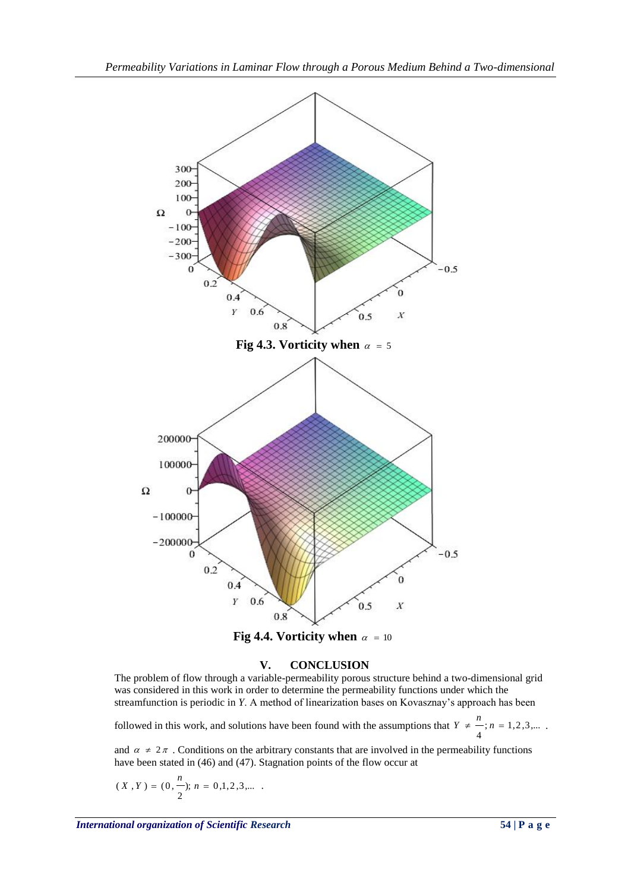**Fig 4.3. Vorticity when** $\alpha = 5$

**Fig 4.4. Vorticity when** $\alpha = 10$

## V. CONCLUSION

The problem of flow through a variable-permeability porous structure behind a two-dimensional grid was considered in this work in order to determine the permeability functions under which the streamfunction is periodic in *Y*. A method of linearization bases on Kovasznay's approach has been followed in this work, and solutions have been found with the assumptions that $Y \neq \frac{n}{4}; n = 1,2,3,...$ . and $\alpha \neq 2\pi$ . Conditions on the arbitrary constants that are involved in the permeability functions have been stated in (46) and (47). Stagnation points of the flow occur at

$$(X, Y) = (0, \frac{n}{2}); \; n = 0,1,2,3,... \; .$$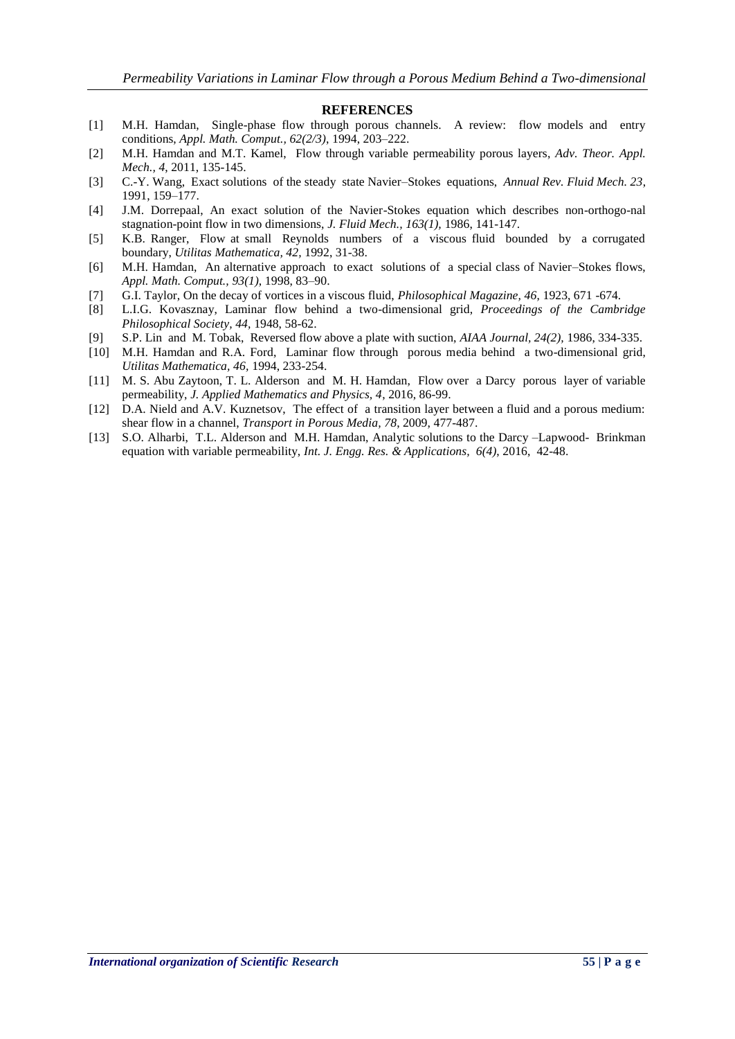## REFERENCES

[1] M.H. Hamdan, Single-phase flow through porous channels. A review: flow models and entry conditions, *Appl. Math. Comput., 62(2/3)*, 1994, 203–222.

[2] M.H. Hamdan and M.T. Kamel, Flow through variable permeability porous layers, *Adv. Theor. Appl. Mech., 4*, 2011, 135-145.

[3] C.-Y. Wang, Exact solutions of the steady state Navier–Stokes equations, *Annual Rev. Fluid Mech. 23*, 1991, 159–177.

[4] J.M. Dorrepaal, An exact solution of the Navier-Stokes equation which describes non-orthogo-nal stagnation-point flow in two dimensions, *J. Fluid Mech., 163(1)*, 1986, 141-147.

[5] K.B. Ranger, Flow at small Reynolds numbers of a viscous fluid bounded by a corrugated boundary, *Utilitas Mathematica, 42*, 1992, 31-38.

[6] M.H. Hamdan, An alternative approach to exact solutions of a special class of Navier–Stokes flows, *Appl. Math. Comput., 93(1)*, 1998, 83–90.

[7] G.I. Taylor, On the decay of vortices in a viscous fluid, *Philosophical Magazine, 46*, 1923, 671 -674.

[8] L.I.G. Kovasznay, Laminar flow behind a two-dimensional grid, *Proceedings of the Cambridge Philosophical Society, 44*, 1948, 58-62.

[9] S.P. Lin and M. Tobak, Reversed flow above a plate with suction, *AIAA Journal, 24(2)*, 1986, 334-335.

[10] M.H. Hamdan and R.A. Ford, Laminar flow through porous media behind a two-dimensional grid, *Utilitas Mathematica, 46*, 1994, 233-254.

[11] M. S. Abu Zaytoon, T. L. Alderson and M. H. Hamdan, Flow over a Darcy porous layer of variable permeability, *J. Applied Mathematics and Physics, 4*, 2016, 86-99.

[12] D.A. Nield and A.V. Kuznetsov, The effect of a transition layer between a fluid and a porous medium: shear flow in a channel, *Transport in Porous Media, 78*, 2009, 477-487.

[13] S.O. Alharbi, T.L. Alderson and M.H. Hamdan, Analytic solutions to the Darcy –Lapwood- Brinkman equation with variable permeability, *Int. J. Engg. Res. & Applications, 6(4)*, 2016, 42-48.